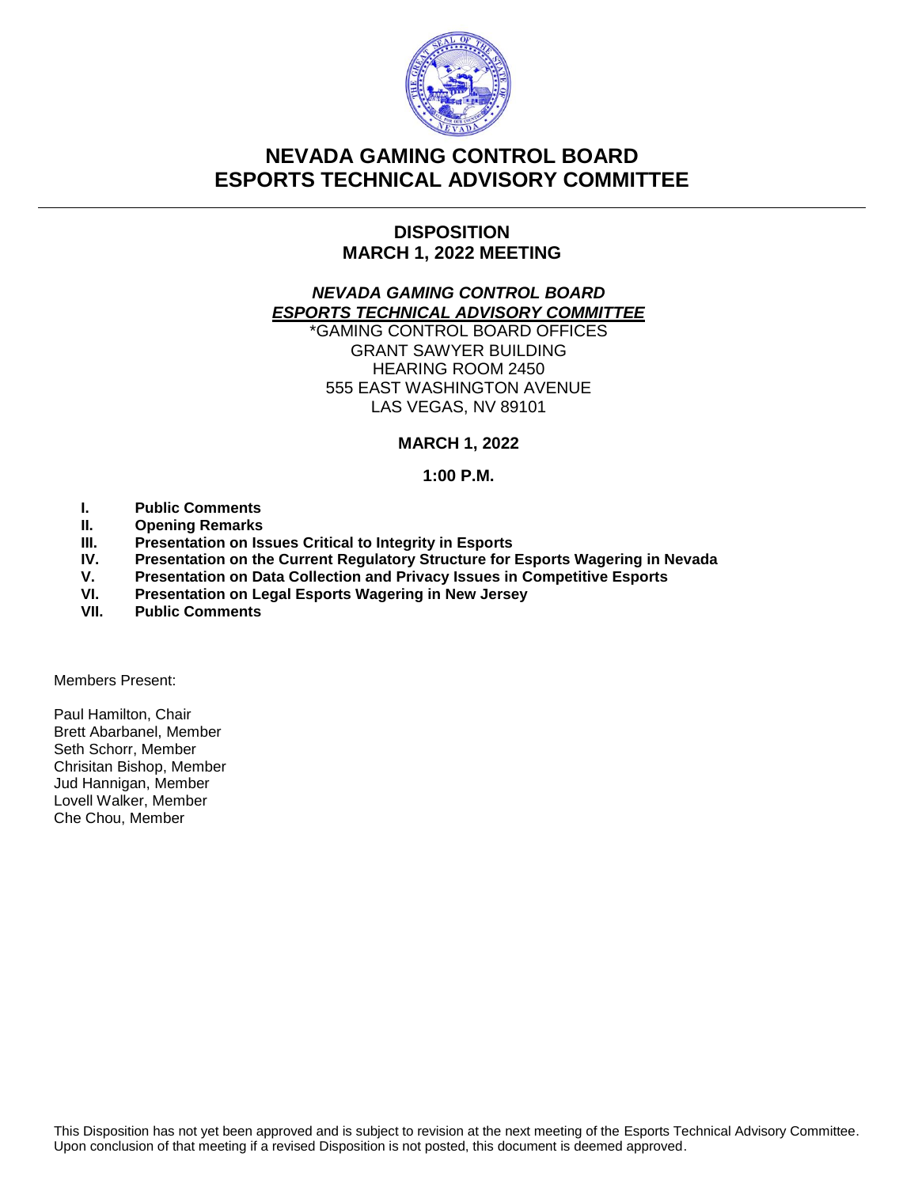# NEVADA GAMING CONTROL BOARD
# ESPORTS TECHNICAL ADVISORY COMMITTEE

## DISPOSITION
## MARCH 1, 2022 MEETING

***NEVADA GAMING CONTROL BOARD***
***ESPORTS TECHNICAL ADVISORY COMMITTEE***

*GAMING CONTROL BOARD OFFICES
GRANT SAWYER BUILDING
HEARING ROOM 2450
555 EAST WASHINGTON AVENUE
LAS VEGAS, NV 89101

**MARCH 1, 2022**

**1:00 P.M.**

- **I. Public Comments**
- **II. Opening Remarks**
- **III. Presentation on Issues Critical to Integrity in Esports**
- **IV. Presentation on the Current Regulatory Structure for Esports Wagering in Nevada**
- **V. Presentation on Data Collection and Privacy Issues in Competitive Esports**
- **VI. Presentation on Legal Esports Wagering in New Jersey**
- **VII. Public Comments**

Members Present:

Paul Hamilton, Chair
Brett Abarbanel, Member
Seth Schorr, Member
Chrisitan Bishop, Member
Jud Hannigan, Member
Lovell Walker, Member
Che Chou, Member

This Disposition has not yet been approved and is subject to revision at the next meeting of the Esports Technical Advisory Committee. Upon conclusion of that meeting if a revised Disposition is not posted, this document is deemed approved.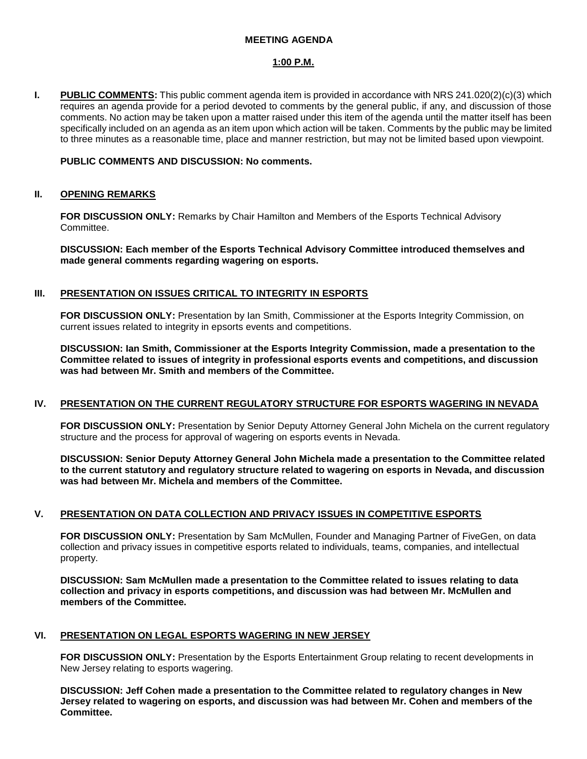**MEETING AGENDA**

**1:00 P.M.**

**I. PUBLIC COMMENTS:** This public comment agenda item is provided in accordance with NRS 241.020(2)(c)(3) which requires an agenda provide for a period devoted to comments by the general public, if any, and discussion of those comments. No action may be taken upon a matter raised under this item of the agenda until the matter itself has been specifically included on an agenda as an item upon which action will be taken. Comments by the public may be limited to three minutes as a reasonable time, place and manner restriction, but may not be limited based upon viewpoint.

**PUBLIC COMMENTS AND DISCUSSION: No comments.**

**II. OPENING REMARKS**

**FOR DISCUSSION ONLY:** Remarks by Chair Hamilton and Members of the Esports Technical Advisory Committee.

**DISCUSSION: Each member of the Esports Technical Advisory Committee introduced themselves and made general comments regarding wagering on esports.**

**III. PRESENTATION ON ISSUES CRITICAL TO INTEGRITY IN ESPORTS**

**FOR DISCUSSION ONLY:** Presentation by Ian Smith, Commissioner at the Esports Integrity Commission, on current issues related to integrity in epsorts events and competitions.

**DISCUSSION: Ian Smith, Commissioner at the Esports Integrity Commission, made a presentation to the Committee related to issues of integrity in professional esports events and competitions, and discussion was had between Mr. Smith and members of the Committee.**

**IV. PRESENTATION ON THE CURRENT REGULATORY STRUCTURE FOR ESPORTS WAGERING IN NEVADA**

**FOR DISCUSSION ONLY:** Presentation by Senior Deputy Attorney General John Michela on the current regulatory structure and the process for approval of wagering on esports events in Nevada.

**DISCUSSION: Senior Deputy Attorney General John Michela made a presentation to the Committee related to the current statutory and regulatory structure related to wagering on esports in Nevada, and discussion was had between Mr. Michela and members of the Committee.**

**V. PRESENTATION ON DATA COLLECTION AND PRIVACY ISSUES IN COMPETITIVE ESPORTS**

**FOR DISCUSSION ONLY:** Presentation by Sam McMullen, Founder and Managing Partner of FiveGen, on data collection and privacy issues in competitive esports related to individuals, teams, companies, and intellectual property.

**DISCUSSION: Sam McMullen made a presentation to the Committee related to issues relating to data collection and privacy in esports competitions, and discussion was had between Mr. McMullen and members of the Committee.**

**VI. PRESENTATION ON LEGAL ESPORTS WAGERING IN NEW JERSEY**

**FOR DISCUSSION ONLY:** Presentation by the Esports Entertainment Group relating to recent developments in New Jersey relating to esports wagering.

**DISCUSSION: Jeff Cohen made a presentation to the Committee related to regulatory changes in New Jersey related to wagering on esports, and discussion was had between Mr. Cohen and members of the Committee.**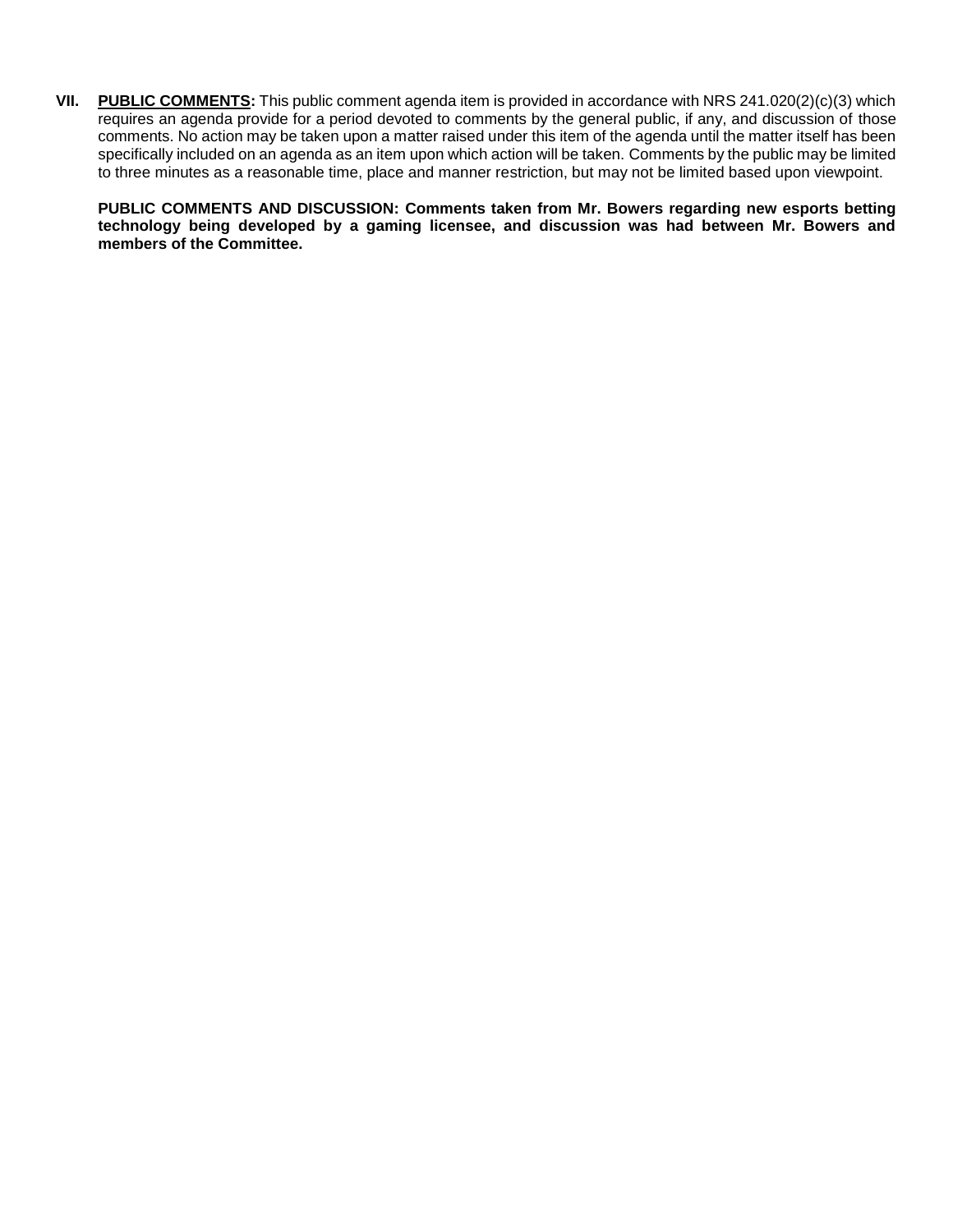**VII.** **<u>PUBLIC COMMENTS</u>:** This public comment agenda item is provided in accordance with NRS 241.020(2)(c)(3) which requires an agenda provide for a period devoted to comments by the general public, if any, and discussion of those comments. No action may be taken upon a matter raised under this item of the agenda until the matter itself has been specifically included on an agenda as an item upon which action will be taken. Comments by the public may be limited to three minutes as a reasonable time, place and manner restriction, but may not be limited based upon viewpoint.

**PUBLIC COMMENTS AND DISCUSSION: Comments taken from Mr. Bowers regarding new esports betting technology being developed by a gaming licensee, and discussion was had between Mr. Bowers and members of the Committee.**